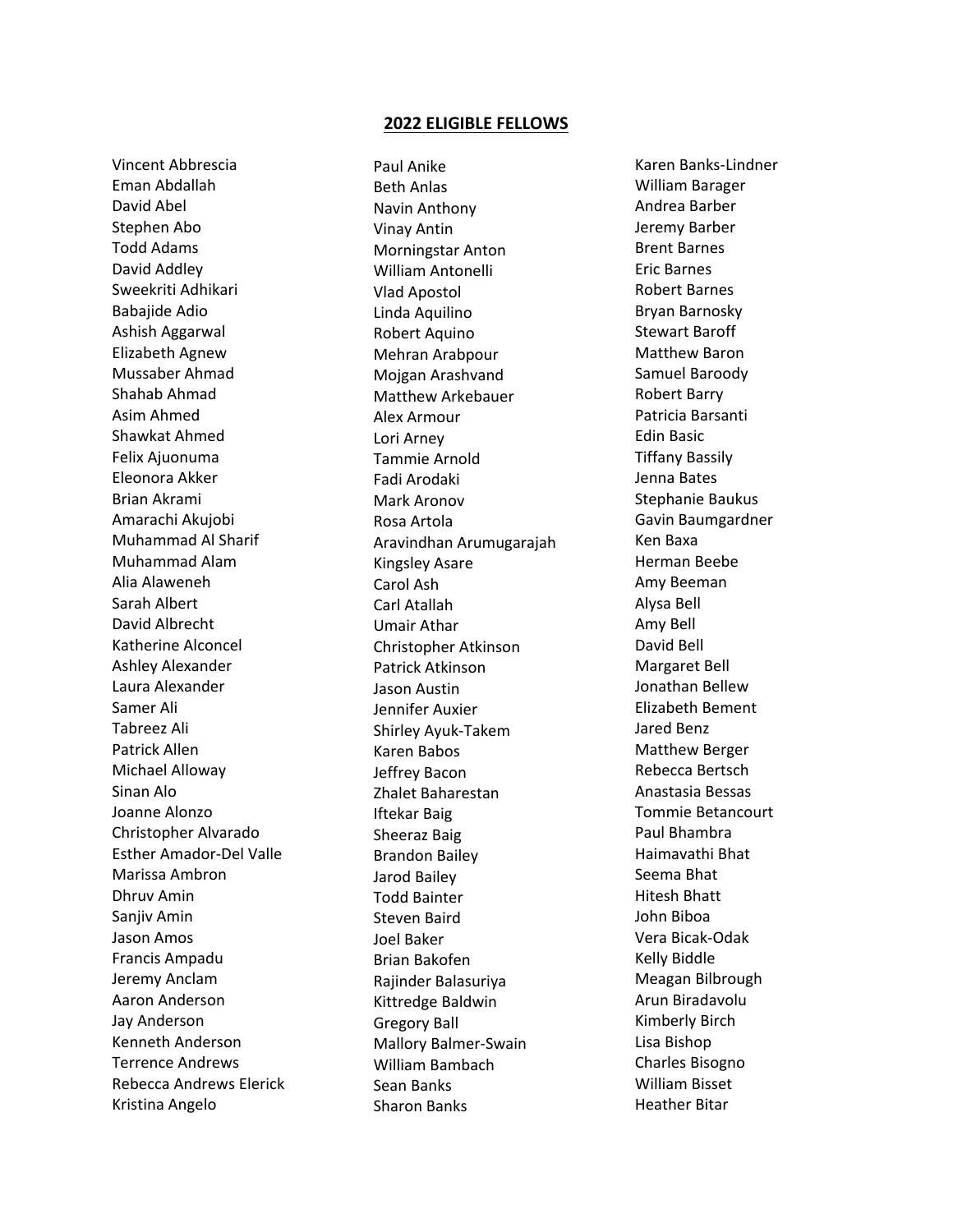## 2022 ELIGIBLE FELLOWS

Vincent Abbrescia
Eman Abdallah
David Abel
Stephen Abo
Todd Adams
David Addley
Sweekriti Adhikari
Babajide Adio
Ashish Aggarwal
Elizabeth Agnew
Mussaber Ahmad
Shahab Ahmad
Asim Ahmed
Shawkat Ahmed
Felix Ajuonuma
Eleonora Akker
Brian Akrami
Amarachi Akujobi
Muhammad Al Sharif
Muhammad Alam
Alia Alaweneh
Sarah Albert
David Albrecht
Katherine Alconcel
Ashley Alexander
Laura Alexander
Samer Ali
Tabreez Ali
Patrick Allen
Michael Alloway
Sinan Alo
Joanne Alonzo
Christopher Alvarado
Esther Amador-Del Valle
Marissa Ambron
Dhruv Amin
Sanjiv Amin
Jason Amos
Francis Ampadu
Jeremy Anclam
Aaron Anderson
Jay Anderson
Kenneth Anderson
Terrence Andrews
Rebecca Andrews Elerick
Kristina Angelo
Paul Anike
Beth Anlas
Navin Anthony
Vinay Antin
Morningstar Anton
William Antonelli
Vlad Apostol
Linda Aquilino
Robert Aquino
Mehran Arabpour
Mojgan Arashvand
Matthew Arkebauer
Alex Armour
Lori Arney
Tammie Arnold
Fadi Arodaki
Mark Aronov
Rosa Artola
Aravindhan Arumugarajah
Kingsley Asare
Carol Ash
Carl Atallah
Umair Athar
Christopher Atkinson
Patrick Atkinson
Jason Austin
Jennifer Auxier
Shirley Ayuk-Takem
Karen Babos
Jeffrey Bacon
Zhalet Baharestan
Iftekar Baig
Sheeraz Baig
Brandon Bailey
Jarod Bailey
Todd Bainter
Steven Baird
Joel Baker
Brian Bakofen
Rajinder Balasuriya
Kittredge Baldwin
Gregory Ball
Mallory Balmer-Swain
William Bambach
Sean Banks
Sharon Banks
Karen Banks-Lindner
William Barager
Andrea Barber
Jeremy Barber
Brent Barnes
Eric Barnes
Robert Barnes
Bryan Barnosky
Stewart Baroff
Matthew Baron
Samuel Baroody
Robert Barry
Patricia Barsanti
Edin Basic
Tiffany Bassily
Jenna Bates
Stephanie Baukus
Gavin Baumgardner
Ken Baxa
Herman Beebe
Amy Beeman
Alysa Bell
Amy Bell
David Bell
Margaret Bell
Jonathan Bellew
Elizabeth Bement
Jared Benz
Matthew Berger
Rebecca Bertsch
Anastasia Bessas
Tommie Betancourt
Paul Bhambra
Haimavathi Bhat
Seema Bhat
Hitesh Bhatt
John Biboa
Vera Bicak-Odak
Kelly Biddle
Meagan Bilbrough
Arun Biradavolu
Kimberly Birch
Lisa Bishop
Charles Bisogno
William Bisset
Heather Bitar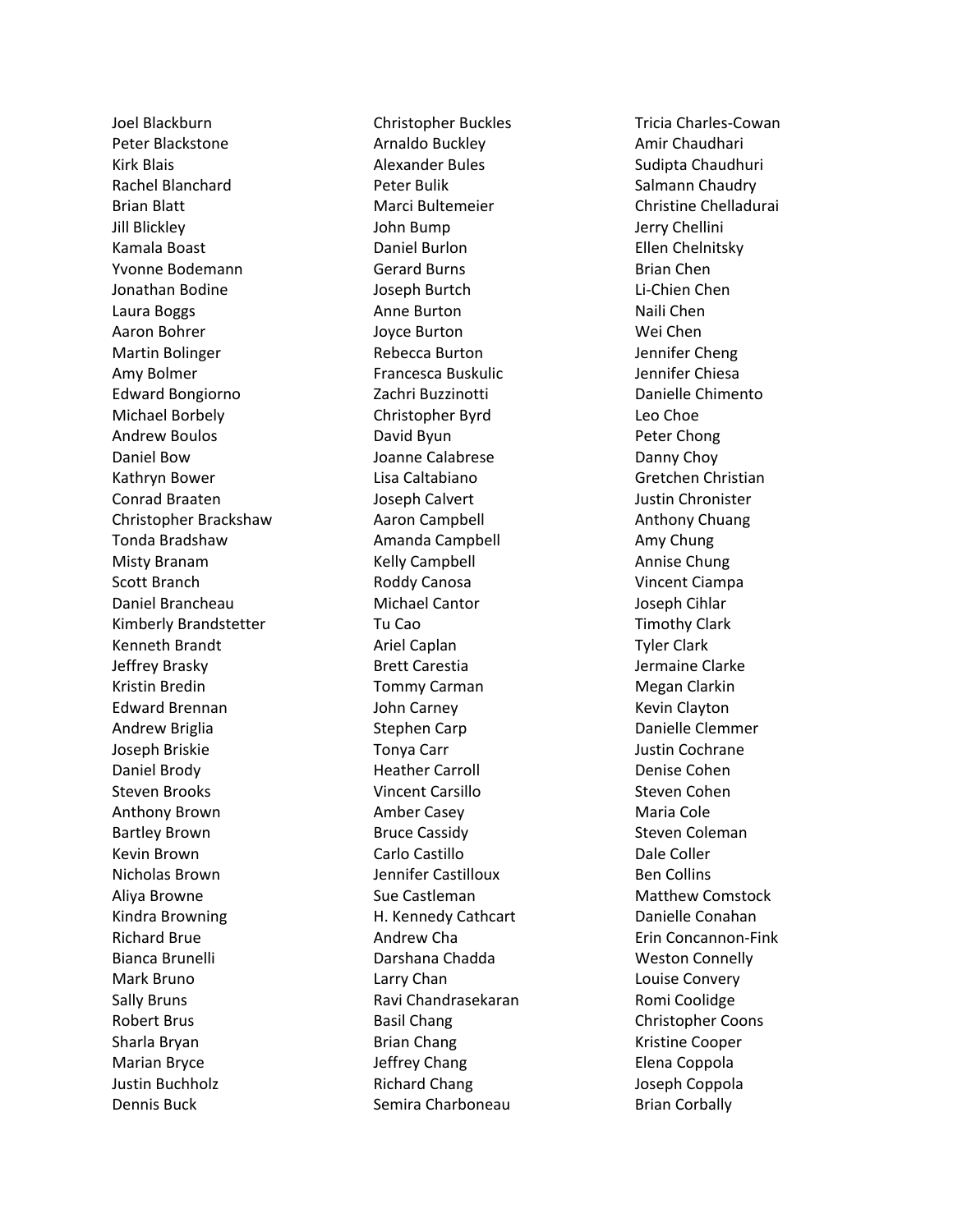Joel Blackburn
Peter Blackstone
Kirk Blais
Rachel Blanchard
Brian Blatt
Jill Blickley
Kamala Boast
Yvonne Bodemann
Jonathan Bodine
Laura Boggs
Aaron Bohrer
Martin Bolinger
Amy Bolmer
Edward Bongiorno
Michael Borbely
Andrew Boulos
Daniel Bow
Kathryn Bower
Conrad Braaten
Christopher Brackshaw
Tonda Bradshaw
Misty Branam
Scott Branch
Daniel Brancheau
Kimberly Brandstetter
Kenneth Brandt
Jeffrey Brasky
Kristin Bredin
Edward Brennan
Andrew Briglia
Joseph Briskie
Daniel Brody
Steven Brooks
Anthony Brown
Bartley Brown
Kevin Brown
Nicholas Brown
Aliya Browne
Kindra Browning
Richard Brue
Bianca Brunelli
Mark Bruno
Sally Bruns
Robert Brus
Sharla Bryan
Marian Bryce
Justin Buchholz
Dennis Buck
Christopher Buckles
Arnaldo Buckley
Alexander Bules
Peter Bulik
Marci Bultemeier
John Bump
Daniel Burlon
Gerard Burns
Joseph Burtch
Anne Burton
Joyce Burton
Rebecca Burton
Francesca Buskulic
Zachri Buzzinotti
Christopher Byrd
David Byun
Joanne Calabrese
Lisa Caltabiano
Joseph Calvert
Aaron Campbell
Amanda Campbell
Kelly Campbell
Roddy Canosa
Michael Cantor
Tu Cao
Ariel Caplan
Brett Carestia
Tommy Carman
John Carney
Stephen Carp
Tonya Carr
Heather Carroll
Vincent Carsillo
Amber Casey
Bruce Cassidy
Carlo Castillo
Jennifer Castilloux
Sue Castleman
H. Kennedy Cathcart
Andrew Cha
Darshana Chadda
Larry Chan
Ravi Chandrasekaran
Basil Chang
Brian Chang
Jeffrey Chang
Richard Chang
Semira Charboneau
Tricia Charles-Cowan
Amir Chaudhari
Sudipta Chaudhuri
Salmann Chaudry
Christine Chelladurai
Jerry Chellini
Ellen Chelnitsky
Brian Chen
Li-Chien Chen
Naili Chen
Wei Chen
Jennifer Cheng
Jennifer Chiesa
Danielle Chimento
Leo Choe
Peter Chong
Danny Choy
Gretchen Christian
Justin Chronister
Anthony Chuang
Amy Chung
Annise Chung
Vincent Ciampa
Joseph Cihlar
Timothy Clark
Tyler Clark
Jermaine Clarke
Megan Clarkin
Kevin Clayton
Danielle Clemmer
Justin Cochrane
Denise Cohen
Steven Cohen
Maria Cole
Steven Coleman
Dale Coller
Ben Collins
Matthew Comstock
Danielle Conahan
Erin Concannon-Fink
Weston Connelly
Louise Convery
Romi Coolidge
Christopher Coons
Kristine Cooper
Elena Coppola
Joseph Coppola
Brian Corbally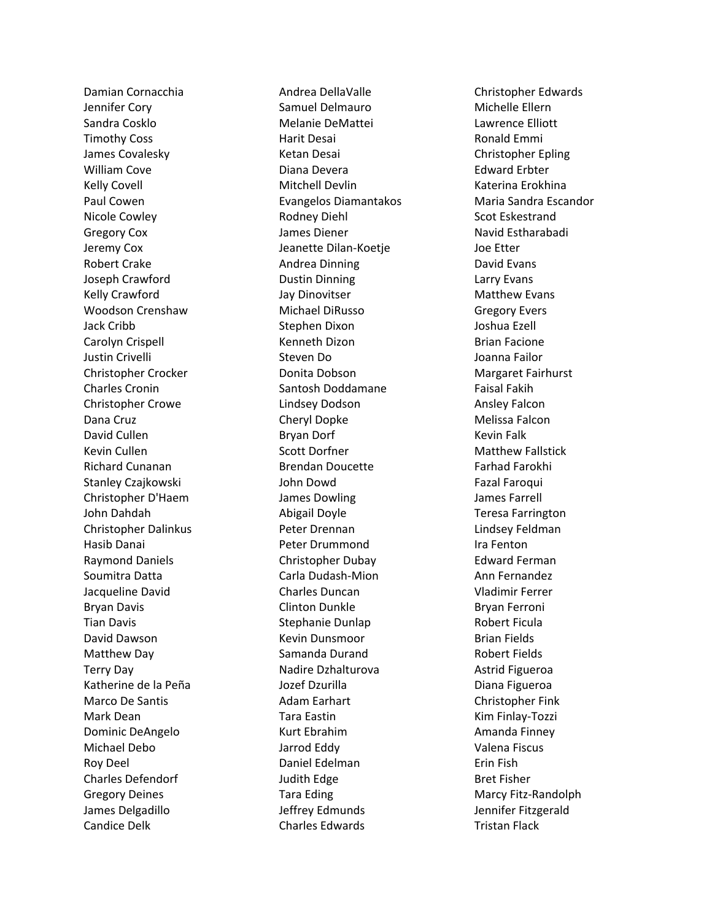Damian Cornacchia
Jennifer Cory
Sandra Cosklo
Timothy Coss
James Covalesky
William Cove
Kelly Covell
Paul Cowen
Nicole Cowley
Gregory Cox
Jeremy Cox
Robert Crake
Joseph Crawford
Kelly Crawford
Woodson Crenshaw
Jack Cribb
Carolyn Crispell
Justin Crivelli
Christopher Crocker
Charles Cronin
Christopher Crowe
Dana Cruz
David Cullen
Kevin Cullen
Richard Cunanan
Stanley Czajkowski
Christopher D'Haem
John Dahdah
Christopher Dalinkus
Hasib Danai
Raymond Daniels
Soumitra Datta
Jacqueline David
Bryan Davis
Tian Davis
David Dawson
Matthew Day
Terry Day
Katherine de la Peña
Marco De Santis
Mark Dean
Dominic DeAngelo
Michael Debo
Roy Deel
Charles Defendorf
Gregory Deines
James Delgadillo
Candice Delk
Andrea DellaValle
Samuel Delmauro
Melanie DeMattei
Harit Desai
Ketan Desai
Diana Devera
Mitchell Devlin
Evangelos Diamantakos
Rodney Diehl
James Diener
Jeanette Dilan-Koetje
Andrea Dinning
Dustin Dinning
Jay Dinovitser
Michael DiRusso
Stephen Dixon
Kenneth Dizon
Steven Do
Donita Dobson
Santosh Doddamane
Lindsey Dodson
Cheryl Dopke
Bryan Dorf
Scott Dorfner
Brendan Doucette
John Dowd
James Dowling
Abigail Doyle
Peter Drennan
Peter Drummond
Christopher Dubay
Carla Dudash-Mion
Charles Duncan
Clinton Dunkle
Stephanie Dunlap
Kevin Dunsmoor
Samanda Durand
Nadire Dzhalturova
Jozef Dzurilla
Adam Earhart
Tara Eastin
Kurt Ebrahim
Jarrod Eddy
Daniel Edelman
Judith Edge
Tara Eding
Jeffrey Edmunds
Charles Edwards
Christopher Edwards
Michelle Ellern
Lawrence Elliott
Ronald Emmi
Christopher Epling
Edward Erbter
Katerina Erokhina
Maria Sandra Escandor
Scot Eskestrand
Navid Estharabadi
Joe Etter
David Evans
Larry Evans
Matthew Evans
Gregory Evers
Joshua Ezell
Brian Facione
Joanna Failor
Margaret Fairhurst
Faisal Fakih
Ansley Falcon
Melissa Falcon
Kevin Falk
Matthew Fallstick
Farhad Farokhi
Fazal Faroqui
James Farrell
Teresa Farrington
Lindsey Feldman
Ira Fenton
Edward Ferman
Ann Fernandez
Vladimir Ferrer
Bryan Ferroni
Robert Ficula
Brian Fields
Robert Fields
Astrid Figueroa
Diana Figueroa
Christopher Fink
Kim Finlay-Tozzi
Amanda Finney
Valena Fiscus
Erin Fish
Bret Fisher
Marcy Fitz-Randolph
Jennifer Fitzgerald
Tristan Flack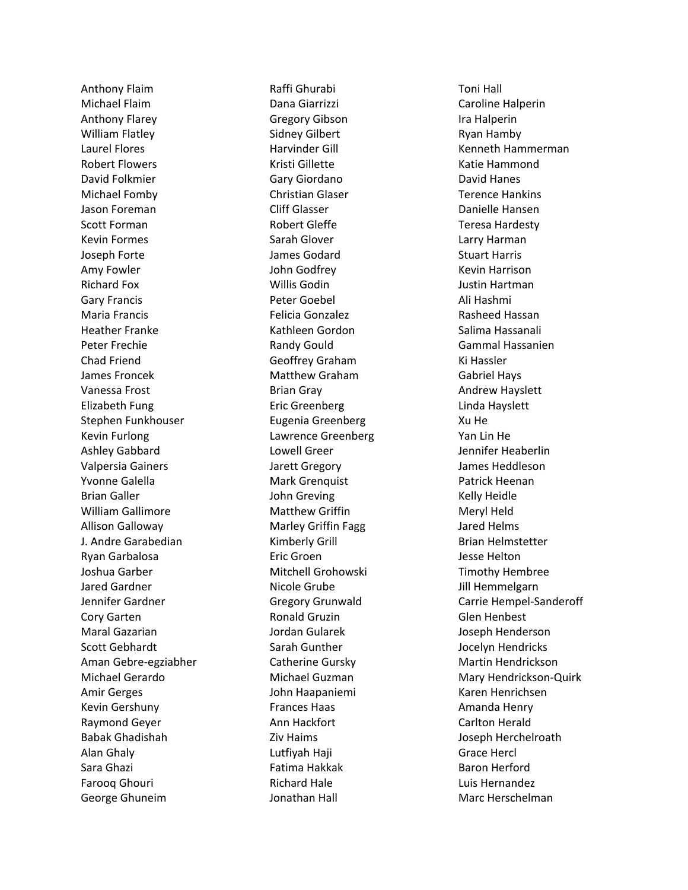Anthony Flaim
Michael Flaim
Anthony Flarey
William Flatley
Laurel Flores
Robert Flowers
David Folkmier
Michael Fomby
Jason Foreman
Scott Forman
Kevin Formes
Joseph Forte
Amy Fowler
Richard Fox
Gary Francis
Maria Francis
Heather Franke
Peter Frechie
Chad Friend
James Froncek
Vanessa Frost
Elizabeth Fung
Stephen Funkhouser
Kevin Furlong
Ashley Gabbard
Valpersia Gainers
Yvonne Galella
Brian Galler
William Gallimore
Allison Galloway
J. Andre Garabedian
Ryan Garbalosa
Joshua Garber
Jared Gardner
Jennifer Gardner
Cory Garten
Maral Gazarian
Scott Gebhardt
Aman Gebre-egziabher
Michael Gerardo
Amir Gerges
Kevin Gershuny
Raymond Geyer
Babak Ghadishah
Alan Ghaly
Sara Ghazi
Farooq Ghouri
George Ghuneim
Raffi Ghurabi
Dana Giarrizzi
Gregory Gibson
Sidney Gilbert
Harvinder Gill
Kristi Gillette
Gary Giordano
Christian Glaser
Cliff Glasser
Robert Gleffe
Sarah Glover
James Godard
John Godfrey
Willis Godin
Peter Goebel
Felicia Gonzalez
Kathleen Gordon
Randy Gould
Geoffrey Graham
Matthew Graham
Brian Gray
Eric Greenberg
Eugenia Greenberg
Lawrence Greenberg
Lowell Greer
Jarett Gregory
Mark Grenquist
John Greving
Matthew Griffin
Marley Griffin Fagg
Kimberly Grill
Eric Groen
Mitchell Grohowski
Nicole Grube
Gregory Grunwald
Ronald Gruzin
Jordan Gularek
Sarah Gunther
Catherine Gursky
Michael Guzman
John Haapaniemi
Frances Haas
Ann Hackfort
Ziv Haims
Lutfiyah Haji
Fatima Hakkak
Richard Hale
Jonathan Hall
Toni Hall
Caroline Halperin
Ira Halperin
Ryan Hamby
Kenneth Hammerman
Katie Hammond
David Hanes
Terence Hankins
Danielle Hansen
Teresa Hardesty
Larry Harman
Stuart Harris
Kevin Harrison
Justin Hartman
Ali Hashmi
Rasheed Hassan
Salima Hassanali
Gammal Hassanien
Ki Hassler
Gabriel Hays
Andrew Hayslett
Linda Hayslett
Xu He
Yan Lin He
Jennifer Heaberlin
James Heddleson
Patrick Heenan
Kelly Heidle
Meryl Held
Jared Helms
Brian Helmstetter
Jesse Helton
Timothy Hembree
Jill Hemmelgarn
Carrie Hempel-Sanderoff
Glen Henbest
Joseph Henderson
Jocelyn Hendricks
Martin Hendrickson
Mary Hendrickson-Quirk
Karen Henrichsen
Amanda Henry
Carlton Herald
Joseph Herchelroath
Grace Hercl
Baron Herford
Luis Hernandez
Marc Herschelman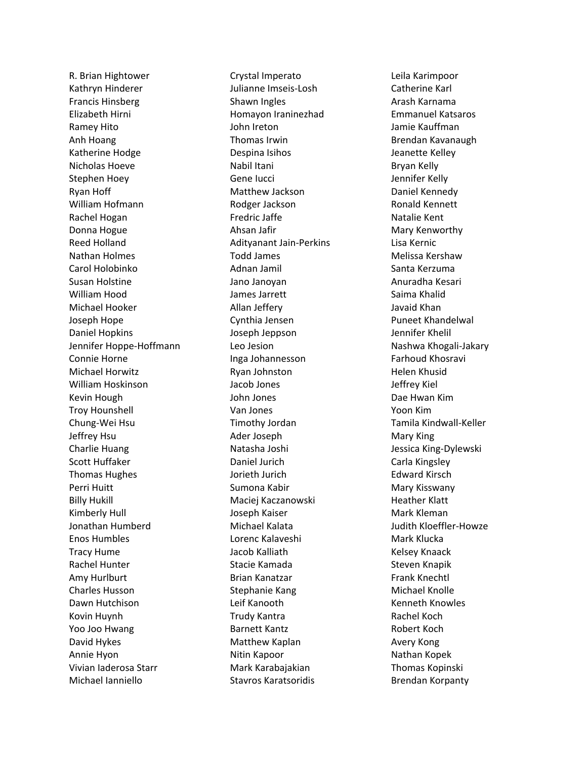R. Brian Hightower
Kathryn Hinderer
Francis Hinsberg
Elizabeth Hirni
Ramey Hito
Anh Hoang
Katherine Hodge
Nicholas Hoeve
Stephen Hoey
Ryan Hoff
William Hofmann
Rachel Hogan
Donna Hogue
Reed Holland
Nathan Holmes
Carol Holobinko
Susan Holstine
William Hood
Michael Hooker
Joseph Hope
Daniel Hopkins
Jennifer Hoppe-Hoffmann
Connie Horne
Michael Horwitz
William Hoskinson
Kevin Hough
Troy Hounshell
Chung-Wei Hsu
Jeffrey Hsu
Charlie Huang
Scott Huffaker
Thomas Hughes
Perri Huitt
Billy Hukill
Kimberly Hull
Jonathan Humberd
Enos Humbles
Tracy Hume
Rachel Hunter
Amy Hurlburt
Charles Husson
Dawn Hutchison
Kovin Huynh
Yoo Joo Hwang
David Hykes
Annie Hyon
Vivian Iaderosa Starr
Michael Ianniello
Crystal Imperato
Julianne Imseis-Losh
Shawn Ingles
Homayon Iraninezhad
John Ireton
Thomas Irwin
Despina Isihos
Nabil Itani
Gene Iucci
Matthew Jackson
Rodger Jackson
Fredric Jaffe
Ahsan Jafir
Adityanant Jain-Perkins
Todd James
Adnan Jamil
Jano Janoyan
James Jarrett
Allan Jeffery
Cynthia Jensen
Joseph Jeppson
Leo Jesion
Inga Johannesson
Ryan Johnston
Jacob Jones
John Jones
Van Jones
Timothy Jordan
Ader Joseph
Natasha Joshi
Daniel Jurich
Jorieth Jurich
Sumona Kabir
Maciej Kaczanowski
Joseph Kaiser
Michael Kalata
Lorenc Kalaveshi
Jacob Kalliath
Stacie Kamada
Brian Kanatzar
Stephanie Kang
Leif Kanooth
Trudy Kantra
Barnett Kantz
Matthew Kaplan
Nitin Kapoor
Mark Karabajakian
Stavros Karatsoridis
Leila Karimpoor
Catherine Karl
Arash Karnama
Emmanuel Katsaros
Jamie Kauffman
Brendan Kavanaugh
Jeanette Kelley
Bryan Kelly
Jennifer Kelly
Daniel Kennedy
Ronald Kennett
Natalie Kent
Mary Kenworthy
Lisa Kernic
Melissa Kershaw
Santa Kerzuma
Anuradha Kesari
Saima Khalid
Javaid Khan
Puneet Khandelwal
Jennifer Khelil
Nashwa Khogali-Jakary
Farhoud Khosravi
Helen Khusid
Jeffrey Kiel
Dae Hwan Kim
Yoon Kim
Tamila Kindwall-Keller
Mary King
Jessica King-Dylewski
Carla Kingsley
Edward Kirsch
Mary Kisswany
Heather Klatt
Mark Kleman
Judith Kloeffler-Howze
Mark Klucka
Kelsey Knaack
Steven Knapik
Frank Knechtl
Michael Knolle
Kenneth Knowles
Rachel Koch
Robert Koch
Avery Kong
Nathan Kopek
Thomas Kopinski
Brendan Korpanty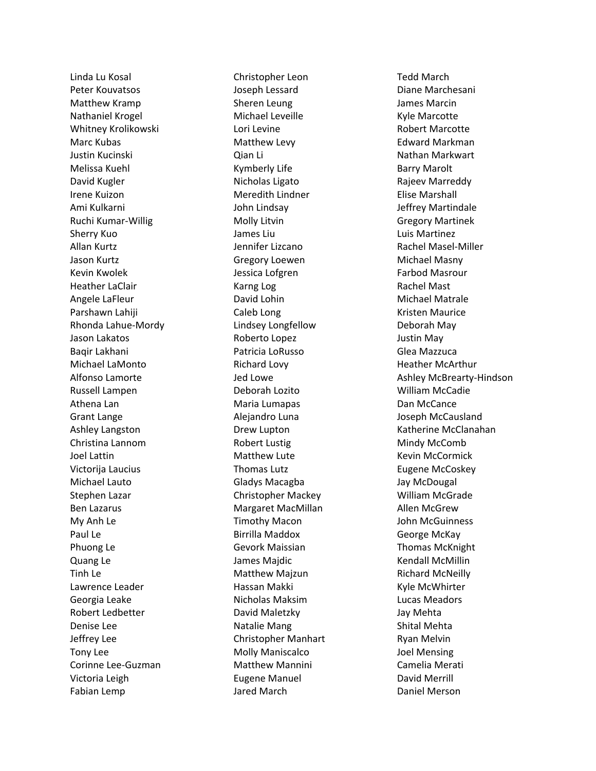Linda Lu Kosal
Peter Kouvatsos
Matthew Kramp
Nathaniel Krogel
Whitney Krolikowski
Marc Kubas
Justin Kucinski
Melissa Kuehl
David Kugler
Irene Kuizon
Ami Kulkarni
Ruchi Kumar-Willig
Sherry Kuo
Allan Kurtz
Jason Kurtz
Kevin Kwolek
Heather LaClair
Angele LaFleur
Parshawn Lahiji
Rhonda Lahue-Mordy
Jason Lakatos
Baqir Lakhani
Michael LaMonto
Alfonso Lamorte
Russell Lampen
Athena Lan
Grant Lange
Ashley Langston
Christina Lannom
Joel Lattin
Victorija Laucius
Michael Lauto
Stephen Lazar
Ben Lazarus
My Anh Le
Paul Le
Phuong Le
Quang Le
Tinh Le
Lawrence Leader
Georgia Leake
Robert Ledbetter
Denise Lee
Jeffrey Lee
Tony Lee
Corinne Lee-Guzman
Victoria Leigh
Fabian Lemp
Christopher Leon
Joseph Lessard
Sheren Leung
Michael Leveille
Lori Levine
Matthew Levy
Qian Li
Kymberly Life
Nicholas Ligato
Meredith Lindner
John Lindsay
Molly Litvin
James Liu
Jennifer Lizcano
Gregory Loewen
Jessica Lofgren
Karng Log
David Lohin
Caleb Long
Lindsey Longfellow
Roberto Lopez
Patricia LoRusso
Richard Lovy
Jed Lowe
Deborah Lozito
Maria Lumapas
Alejandro Luna
Drew Lupton
Robert Lustig
Matthew Lute
Thomas Lutz
Gladys Macagba
Christopher Mackey
Margaret MacMillan
Timothy Macon
Birrilla Maddox
Gevork Maissian
James Majdic
Matthew Majzun
Hassan Makki
Nicholas Maksim
David Maletzky
Natalie Mang
Christopher Manhart
Molly Maniscalco
Matthew Mannini
Eugene Manuel
Jared March
Tedd March
Diane Marchesani
James Marcin
Kyle Marcotte
Robert Marcotte
Edward Markman
Nathan Markwart
Barry Marolt
Rajeev Marreddy
Elise Marshall
Jeffrey Martindale
Gregory Martinek
Luis Martinez
Rachel Masel-Miller
Michael Masny
Farbod Masrour
Rachel Mast
Michael Matrale
Kristen Maurice
Deborah May
Justin May
Glea Mazzuca
Heather McArthur
Ashley McBrearty-Hindson
William McCadie
Dan McCance
Joseph McCausland
Katherine McClanahan
Mindy McComb
Kevin McCormick
Eugene McCoskey
Jay McDougal
William McGrade
Allen McGrew
John McGuinness
George McKay
Thomas McKnight
Kendall McMillin
Richard McNeilly
Kyle McWhirter
Lucas Meadors
Jay Mehta
Shital Mehta
Ryan Melvin
Joel Mensing
Camelia Merati
David Merrill
Daniel Merson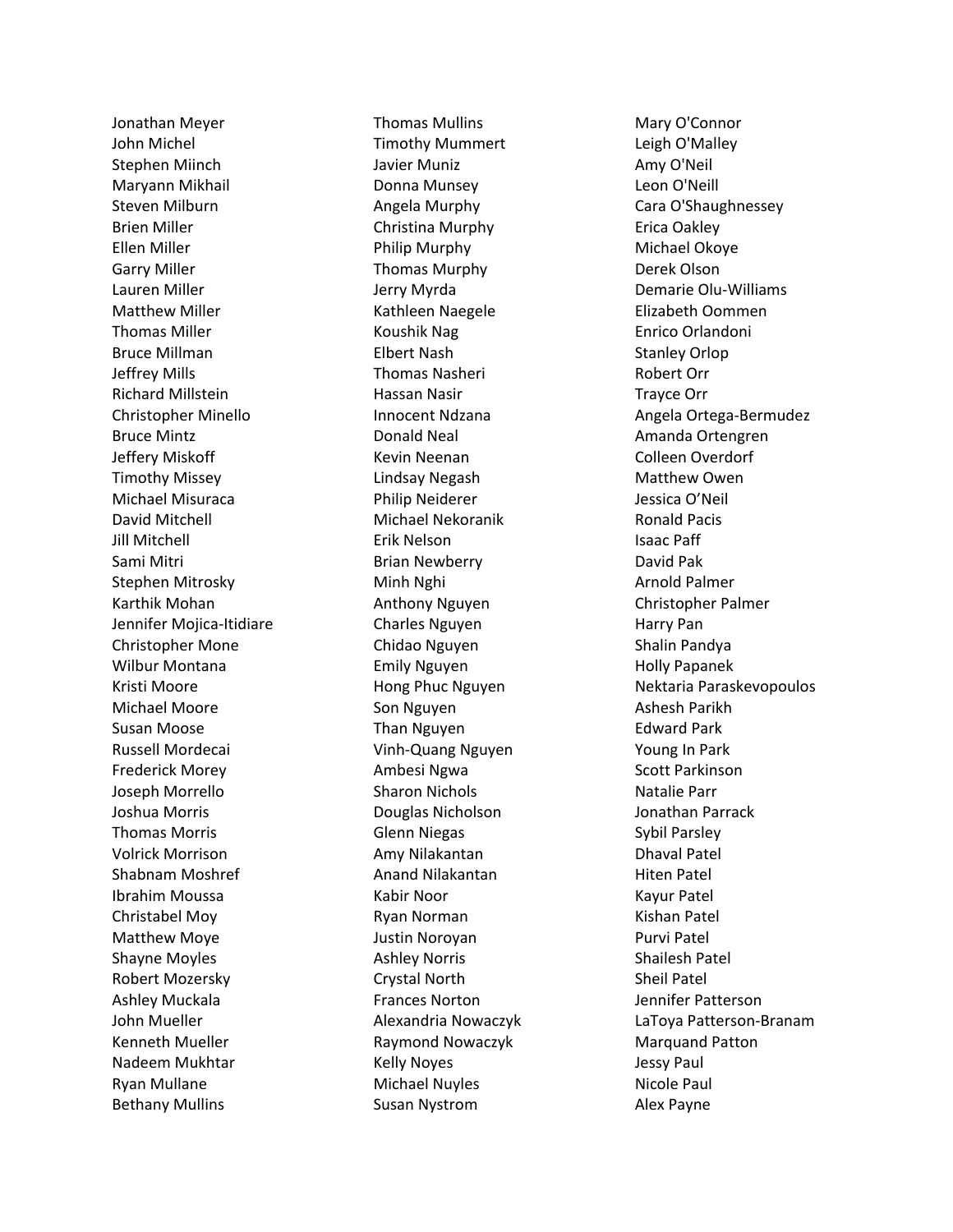Jonathan Meyer
John Michel
Stephen Miinch
Maryann Mikhail
Steven Milburn
Brien Miller
Ellen Miller
Garry Miller
Lauren Miller
Matthew Miller
Thomas Miller
Bruce Millman
Jeffrey Mills
Richard Millstein
Christopher Minello
Bruce Mintz
Jeffery Miskoff
Timothy Missey
Michael Misuraca
David Mitchell
Jill Mitchell
Sami Mitri
Stephen Mitrosky
Karthik Mohan
Jennifer Mojica-Itidiare
Christopher Mone
Wilbur Montana
Kristi Moore
Michael Moore
Susan Moose
Russell Mordecai
Frederick Morey
Joseph Morrello
Joshua Morris
Thomas Morris
Volrick Morrison
Shabnam Moshref
Ibrahim Moussa
Christabel Moy
Matthew Moye
Shayne Moyles
Robert Mozersky
Ashley Muckala
John Mueller
Kenneth Mueller
Nadeem Mukhtar
Ryan Mullane
Bethany Mullins
Thomas Mullins
Timothy Mummert
Javier Muniz
Donna Munsey
Angela Murphy
Christina Murphy
Philip Murphy
Thomas Murphy
Jerry Myrda
Kathleen Naegele
Koushik Nag
Elbert Nash
Thomas Nasheri
Hassan Nasir
Innocent Ndzana
Donald Neal
Kevin Neenan
Lindsay Negash
Philip Neiderer
Michael Nekoranik
Erik Nelson
Brian Newberry
Minh Nghi
Anthony Nguyen
Charles Nguyen
Chidao Nguyen
Emily Nguyen
Hong Phuc Nguyen
Son Nguyen
Than Nguyen
Vinh-Quang Nguyen
Ambesi Ngwa
Sharon Nichols
Douglas Nicholson
Glenn Niegas
Amy Nilakantan
Anand Nilakantan
Kabir Noor
Ryan Norman
Justin Noroyan
Ashley Norris
Crystal North
Frances Norton
Alexandria Nowaczyk
Raymond Nowaczyk
Kelly Noyes
Michael Nuyles
Susan Nystrom
Mary O'Connor
Leigh O'Malley
Amy O'Neil
Leon O'Neill
Cara O'Shaughnessey
Erica Oakley
Michael Okoye
Derek Olson
Demarie Olu-Williams
Elizabeth Oommen
Enrico Orlandoni
Stanley Orlop
Robert Orr
Trayce Orr
Angela Ortega-Bermudez
Amanda Ortengren
Colleen Overdorf
Matthew Owen
Jessica O'Neil
Ronald Pacis
Isaac Paff
David Pak
Arnold Palmer
Christopher Palmer
Harry Pan
Shalin Pandya
Holly Papanek
Nektaria Paraskevopoulos
Ashesh Parikh
Edward Park
Young In Park
Scott Parkinson
Natalie Parr
Jonathan Parrack
Sybil Parsley
Dhaval Patel
Hiten Patel
Kayur Patel
Kishan Patel
Purvi Patel
Shailesh Patel
Sheil Patel
Jennifer Patterson
LaToya Patterson-Branam
Marquand Patton
Jessy Paul
Nicole Paul
Alex Payne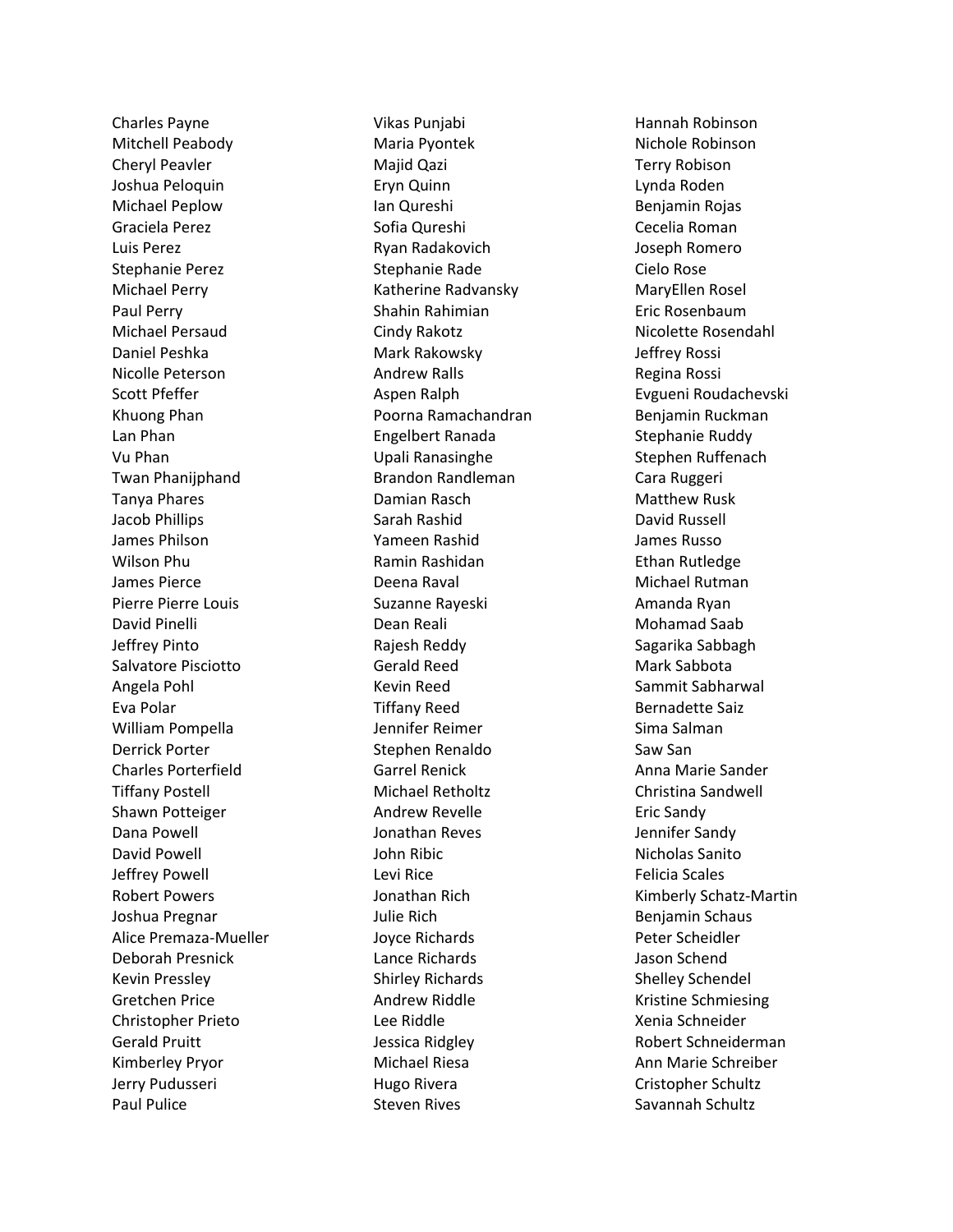Charles Payne
Mitchell Peabody
Cheryl Peavler
Joshua Peloquin
Michael Peplow
Graciela Perez
Luis Perez
Stephanie Perez
Michael Perry
Paul Perry
Michael Persaud
Daniel Peshka
Nicolle Peterson
Scott Pfeffer
Khuong Phan
Lan Phan
Vu Phan
Twan Phanijphand
Tanya Phares
Jacob Phillips
James Philson
Wilson Phu
James Pierce
Pierre Pierre Louis
David Pinelli
Jeffrey Pinto
Salvatore Pisciotto
Angela Pohl
Eva Polar
William Pompella
Derrick Porter
Charles Porterfield
Tiffany Postell
Shawn Potteiger
Dana Powell
David Powell
Jeffrey Powell
Robert Powers
Joshua Pregnar
Alice Premaza-Mueller
Deborah Presnick
Kevin Pressley
Gretchen Price
Christopher Prieto
Gerald Pruitt
Kimberley Pryor
Jerry Pudusseri
Paul Pulice
Vikas Punjabi
Maria Pyontek
Majid Qazi
Eryn Quinn
Ian Qureshi
Sofia Qureshi
Ryan Radakovich
Stephanie Rade
Katherine Radvansky
Shahin Rahimian
Cindy Rakotz
Mark Rakowsky
Andrew Ralls
Aspen Ralph
Poorna Ramachandran
Engelbert Ranada
Upali Ranasinghe
Brandon Randleman
Damian Rasch
Sarah Rashid
Yameen Rashid
Ramin Rashidan
Deena Raval
Suzanne Rayeski
Dean Reali
Rajesh Reddy
Gerald Reed
Kevin Reed
Tiffany Reed
Jennifer Reimer
Stephen Renaldo
Garrel Renick
Michael Retholtz
Andrew Revelle
Jonathan Reves
John Ribic
Levi Rice
Jonathan Rich
Julie Rich
Joyce Richards
Lance Richards
Shirley Richards
Andrew Riddle
Lee Riddle
Jessica Ridgley
Michael Riesa
Hugo Rivera
Steven Rives
Hannah Robinson
Nichole Robinson
Terry Robison
Lynda Roden
Benjamin Rojas
Cecelia Roman
Joseph Romero
Cielo Rose
MaryEllen Rosel
Eric Rosenbaum
Nicolette Rosendahl
Jeffrey Rossi
Regina Rossi
Evgueni Roudachevski
Benjamin Ruckman
Stephanie Ruddy
Stephen Ruffenach
Cara Ruggeri
Matthew Rusk
David Russell
James Russo
Ethan Rutledge
Michael Rutman
Amanda Ryan
Mohamad Saab
Sagarika Sabbagh
Mark Sabbota
Sammit Sabharwal
Bernadette Saiz
Sima Salman
Saw San
Anna Marie Sander
Christina Sandwell
Eric Sandy
Jennifer Sandy
Nicholas Sanito
Felicia Scales
Kimberly Schatz-Martin
Benjamin Schaus
Peter Scheidler
Jason Schend
Shelley Schendel
Kristine Schmiesing
Xenia Schneider
Robert Schneiderman
Ann Marie Schreiber
Cristopher Schultz
Savannah Schultz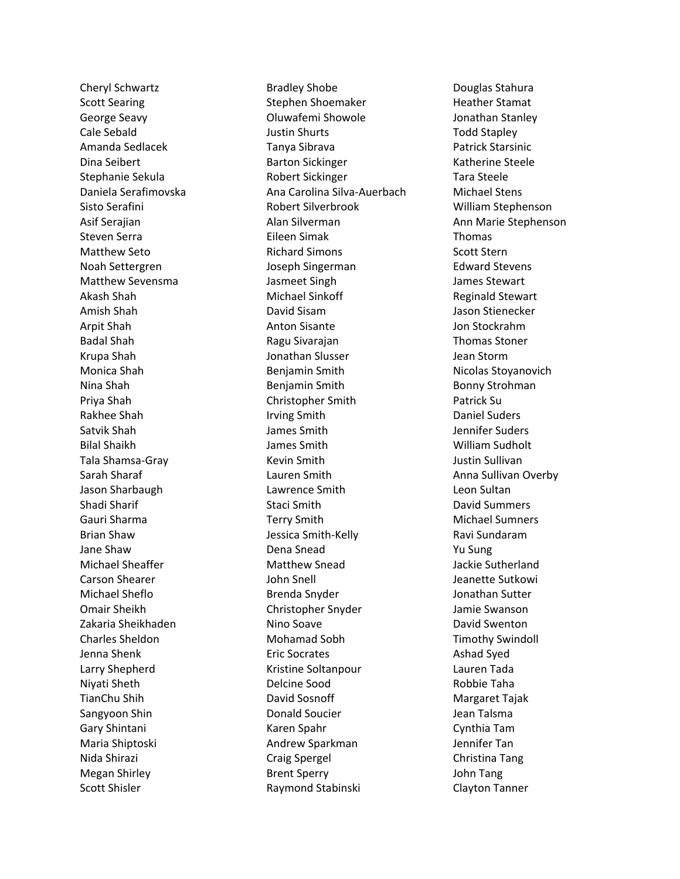Cheryl Schwartz
Scott Searing
George Seavy
Cale Sebald
Amanda Sedlacek
Dina Seibert
Stephanie Sekula
Daniela Serafimovska
Sisto Serafini
Asif Serajian
Steven Serra
Matthew Seto
Noah Settergren
Matthew Sevensma
Akash Shah
Amish Shah
Arpit Shah
Badal Shah
Krupa Shah
Monica Shah
Nina Shah
Priya Shah
Rakhee Shah
Satvik Shah
Bilal Shaikh
Tala Shamsa-Gray
Sarah Sharaf
Jason Sharbaugh
Shadi Sharif
Gauri Sharma
Brian Shaw
Jane Shaw
Michael Sheaffer
Carson Shearer
Michael Sheflo
Omair Sheikh
Zakaria Sheikhaden
Charles Sheldon
Jenna Shenk
Larry Shepherd
Niyati Sheth
TianChu Shih
Sangyoon Shin
Gary Shintani
Maria Shiptoski
Nida Shirazi
Megan Shirley
Scott Shisler
Bradley Shobe
Stephen Shoemaker
Oluwafemi Showole
Justin Shurts
Tanya Sibrava
Barton Sickinger
Robert Sickinger
Ana Carolina Silva-Auerbach
Robert Silverbrook
Alan Silverman
Eileen Simak
Richard Simons
Joseph Singerman
Jasmeet Singh
Michael Sinkoff
David Sisam
Anton Sisante
Ragu Sivarajan
Jonathan Slusser
Benjamin Smith
Benjamin Smith
Christopher Smith
Irving Smith
James Smith
James Smith
Kevin Smith
Lauren Smith
Lawrence Smith
Staci Smith
Terry Smith
Jessica Smith-Kelly
Dena Snead
Matthew Snead
John Snell
Brenda Snyder
Christopher Snyder
Nino Soave
Mohamad Sobh
Eric Socrates
Kristine Soltanpour
Delcine Sood
David Sosnoff
Donald Soucier
Karen Spahr
Andrew Sparkman
Craig Spergel
Brent Sperry
Raymond Stabinski
Douglas Stahura
Heather Stamat
Jonathan Stanley
Todd Stapley
Patrick Starsinic
Katherine Steele
Tara Steele
Michael Stens
William Stephenson
Ann Marie Stephenson
Thomas
Scott Stern
Edward Stevens
James Stewart
Reginald Stewart
Jason Stienecker
Jon Stockrahm
Thomas Stoner
Jean Storm
Nicolas Stoyanovich
Bonny Strohman
Patrick Su
Daniel Suders
Jennifer Suders
William Sudholt
Justin Sullivan
Anna Sullivan Overby
Leon Sultan
David Summers
Michael Sumners
Ravi Sundaram
Yu Sung
Jackie Sutherland
Jeanette Sutkowi
Jonathan Sutter
Jamie Swanson
David Swenton
Timothy Swindoll
Ashad Syed
Lauren Tada
Robbie Taha
Margaret Tajak
Jean Talsma
Cynthia Tam
Jennifer Tan
Christina Tang
John Tang
Clayton Tanner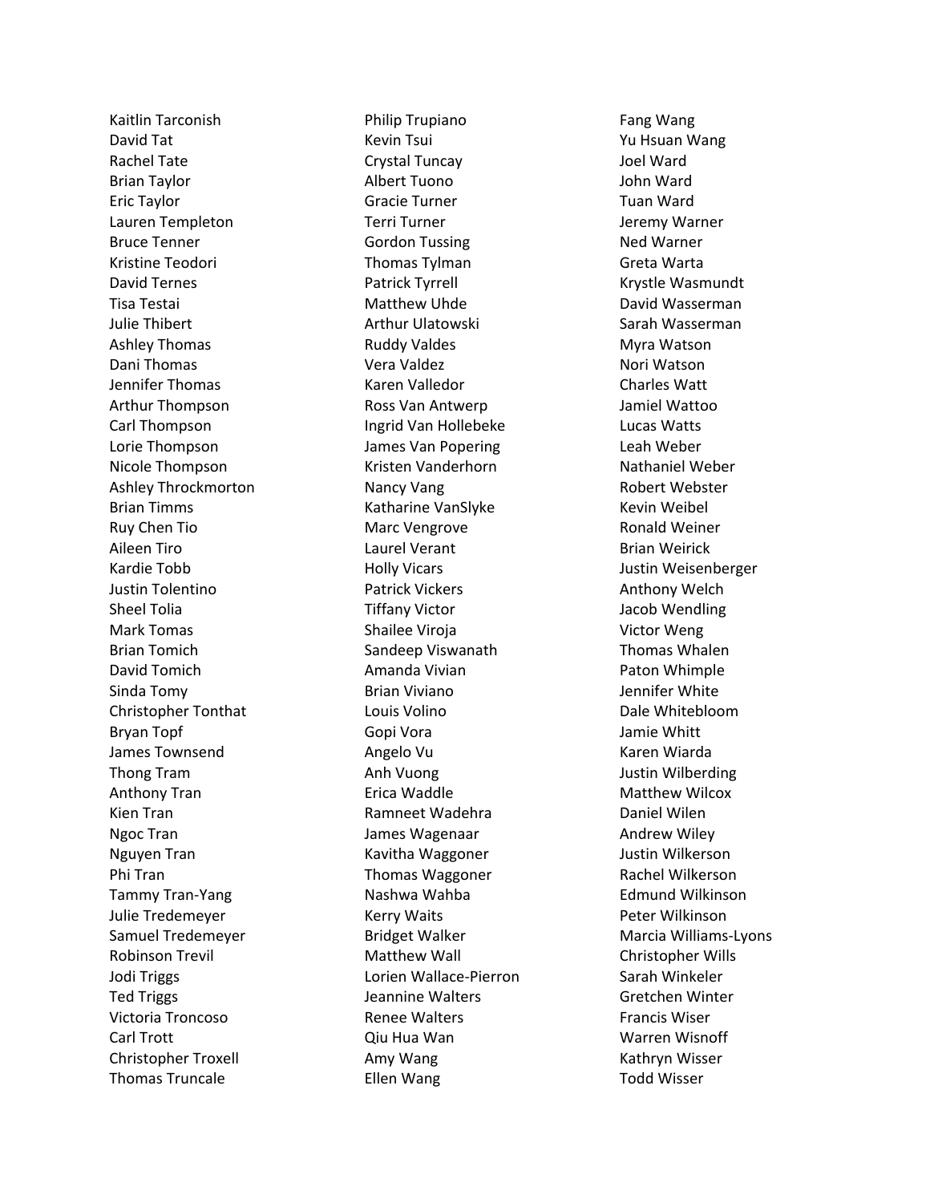Kaitlin Tarconish
David Tat
Rachel Tate
Brian Taylor
Eric Taylor
Lauren Templeton
Bruce Tenner
Kristine Teodori
David Ternes
Tisa Testai
Julie Thibert
Ashley Thomas
Dani Thomas
Jennifer Thomas
Arthur Thompson
Carl Thompson
Lorie Thompson
Nicole Thompson
Ashley Throckmorton
Brian Timms
Ruy Chen Tio
Aileen Tiro
Kardie Tobb
Justin Tolentino
Sheel Tolia
Mark Tomas
Brian Tomich
David Tomich
Sinda Tomy
Christopher Tonthat
Bryan Topf
James Townsend
Thong Tram
Anthony Tran
Kien Tran
Ngoc Tran
Nguyen Tran
Phi Tran
Tammy Tran-Yang
Julie Tredemeyer
Samuel Tredemeyer
Robinson Trevil
Jodi Triggs
Ted Triggs
Victoria Troncoso
Carl Trott
Christopher Troxell
Thomas Truncale
Philip Trupiano
Kevin Tsui
Crystal Tuncay
Albert Tuono
Gracie Turner
Terri Turner
Gordon Tussing
Thomas Tylman
Patrick Tyrrell
Matthew Uhde
Arthur Ulatowski
Ruddy Valdes
Vera Valdez
Karen Valledor
Ross Van Antwerp
Ingrid Van Hollebeke
James Van Popering
Kristen Vanderhorn
Nancy Vang
Katharine VanSlyke
Marc Vengrove
Laurel Verant
Holly Vicars
Patrick Vickers
Tiffany Victor
Shailee Viroja
Sandeep Viswanath
Amanda Vivian
Brian Viviano
Louis Volino
Gopi Vora
Angelo Vu
Anh Vuong
Erica Waddle
Ramneet Wadehra
James Wagenaar
Kavitha Waggoner
Thomas Waggoner
Nashwa Wahba
Kerry Waits
Bridget Walker
Matthew Wall
Lorien Wallace-Pierron
Jeannine Walters
Renee Walters
Qiu Hua Wan
Amy Wang
Ellen Wang
Fang Wang
Yu Hsuan Wang
Joel Ward
John Ward
Tuan Ward
Jeremy Warner
Ned Warner
Greta Warta
Krystle Wasmundt
David Wasserman
Sarah Wasserman
Myra Watson
Nori Watson
Charles Watt
Jamiel Wattoo
Lucas Watts
Leah Weber
Nathaniel Weber
Robert Webster
Kevin Weibel
Ronald Weiner
Brian Weirick
Justin Weisenberger
Anthony Welch
Jacob Wendling
Victor Weng
Thomas Whalen
Paton Whimple
Jennifer White
Dale Whitebloom
Jamie Whitt
Karen Wiarda
Justin Wilberding
Matthew Wilcox
Daniel Wilen
Andrew Wiley
Justin Wilkerson
Rachel Wilkerson
Edmund Wilkinson
Peter Wilkinson
Marcia Williams-Lyons
Christopher Wills
Sarah Winkeler
Gretchen Winter
Francis Wiser
Warren Wisnoff
Kathryn Wisser
Todd Wisser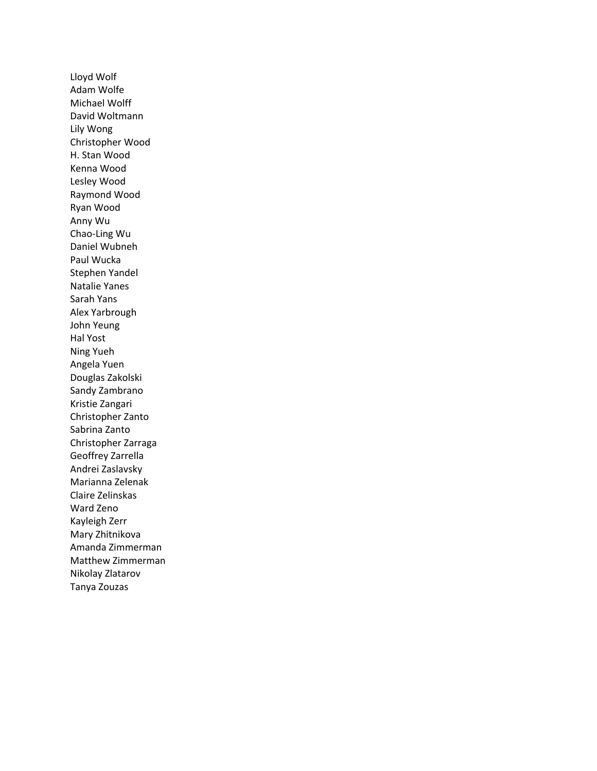Lloyd Wolf
Adam Wolfe
Michael Wolff
David Woltmann
Lily Wong
Christopher Wood
H. Stan Wood
Kenna Wood
Lesley Wood
Raymond Wood
Ryan Wood
Anny Wu
Chao-Ling Wu
Daniel Wubneh
Paul Wucka
Stephen Yandel
Natalie Yanes
Sarah Yans
Alex Yarbrough
John Yeung
Hal Yost
Ning Yueh
Angela Yuen
Douglas Zakolski
Sandy Zambrano
Kristie Zangari
Christopher Zanto
Sabrina Zanto
Christopher Zarraga
Geoffrey Zarrella
Andrei Zaslavsky
Marianna Zelenak
Claire Zelinskas
Ward Zeno
Kayleigh Zerr
Mary Zhitnikova
Amanda Zimmerman
Matthew Zimmerman
Nikolay Zlatarov
Tanya Zouzas